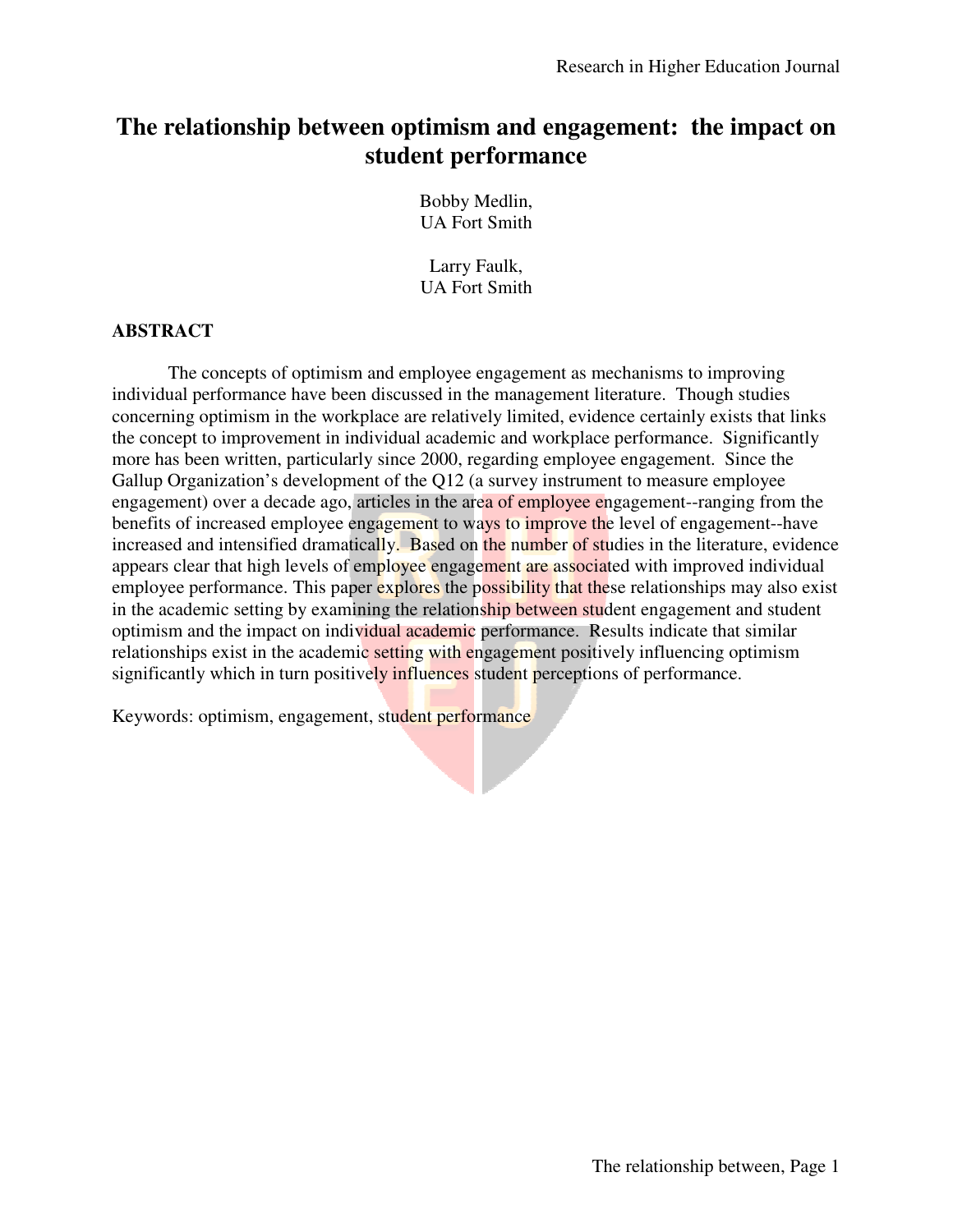# The relationship between optimism and engagement: the impact on student performance

Bobby Medlin,
UA Fort Smith

Larry Faulk,
UA Fort Smith

## ABSTRACT

The concepts of optimism and employee engagement as mechanisms to improving individual performance have been discussed in the management literature. Though studies concerning optimism in the workplace are relatively limited, evidence certainly exists that links the concept to improvement in individual academic and workplace performance. Significantly more has been written, particularly since 2000, regarding employee engagement. Since the Gallup Organization's development of the Q12 (a survey instrument to measure employee engagement) over a decade ago, articles in the area of employee engagement--ranging from the benefits of increased employee engagement to ways to improve the level of engagement--have increased and intensified dramatically. Based on the number of studies in the literature, evidence appears clear that high levels of employee engagement are associated with improved individual employee performance. This paper explores the possibility that these relationships may also exist in the academic setting by examining the relationship between student engagement and student optimism and the impact on individual academic performance. Results indicate that similar relationships exist in the academic setting with engagement positively influencing optimism significantly which in turn positively influences student perceptions of performance.

Keywords: optimism, engagement, student performance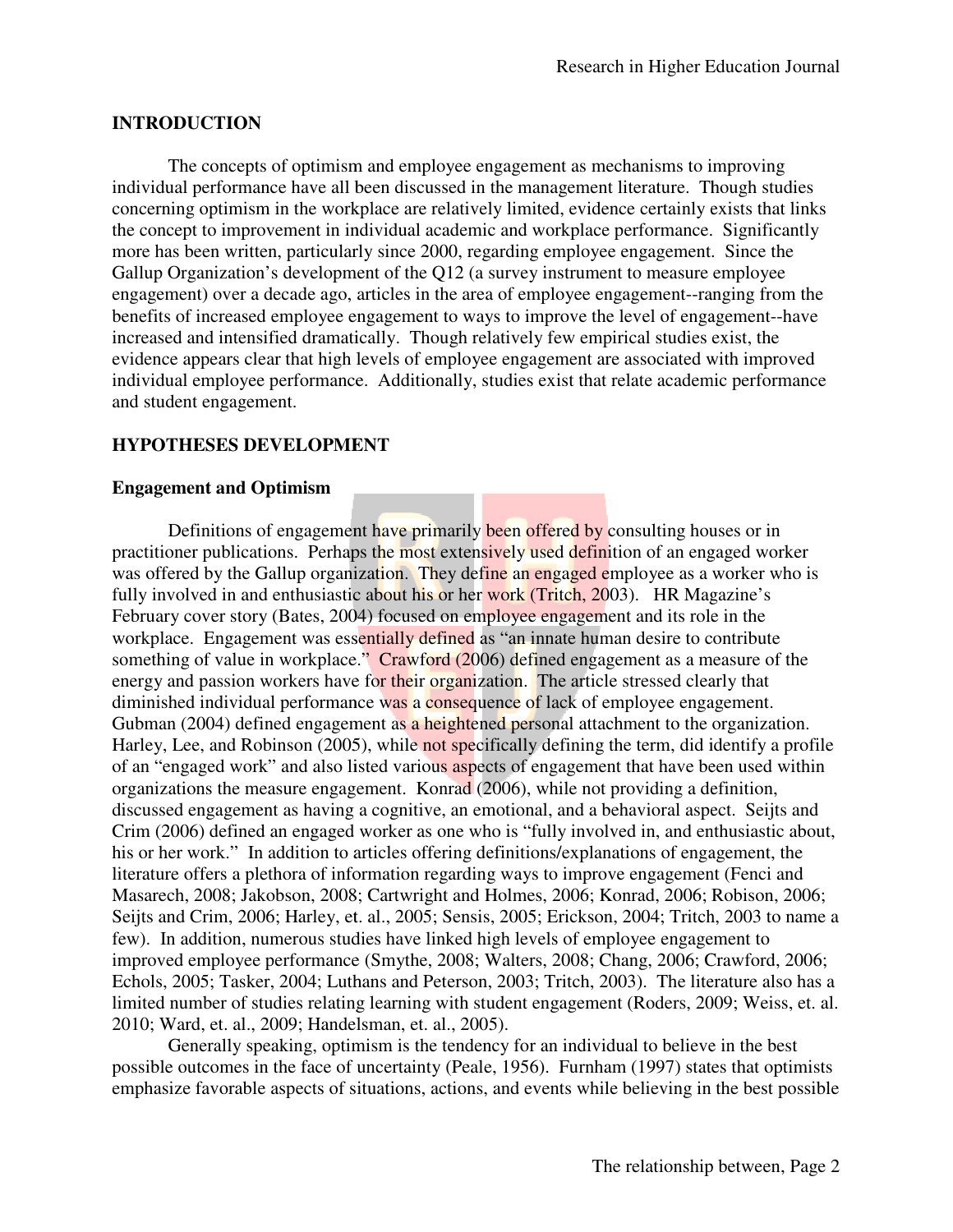## INTRODUCTION

The concepts of optimism and employee engagement as mechanisms to improving individual performance have all been discussed in the management literature. Though studies concerning optimism in the workplace are relatively limited, evidence certainly exists that links the concept to improvement in individual academic and workplace performance. Significantly more has been written, particularly since 2000, regarding employee engagement. Since the Gallup Organization's development of the Q12 (a survey instrument to measure employee engagement) over a decade ago, articles in the area of employee engagement--ranging from the benefits of increased employee engagement to ways to improve the level of engagement--have increased and intensified dramatically. Though relatively few empirical studies exist, the evidence appears clear that high levels of employee engagement are associated with improved individual employee performance. Additionally, studies exist that relate academic performance and student engagement.

## HYPOTHESES DEVELOPMENT

### Engagement and Optimism

Definitions of engagement have primarily been offered by consulting houses or in practitioner publications. Perhaps the most extensively used definition of an engaged worker was offered by the Gallup organization. They define an engaged employee as a worker who is fully involved in and enthusiastic about his or her work (Tritch, 2003). HR Magazine's February cover story (Bates, 2004) focused on employee engagement and its role in the workplace. Engagement was essentially defined as "an innate human desire to contribute something of value in workplace." Crawford (2006) defined engagement as a measure of the energy and passion workers have for their organization. The article stressed clearly that diminished individual performance was a consequence of lack of employee engagement. Gubman (2004) defined engagement as a heightened personal attachment to the organization. Harley, Lee, and Robinson (2005), while not specifically defining the term, did identify a profile of an "engaged work" and also listed various aspects of engagement that have been used within organizations the measure engagement. Konrad (2006), while not providing a definition, discussed engagement as having a cognitive, an emotional, and a behavioral aspect. Seijts and Crim (2006) defined an engaged worker as one who is "fully involved in, and enthusiastic about, his or her work." In addition to articles offering definitions/explanations of engagement, the literature offers a plethora of information regarding ways to improve engagement (Fenci and Masarech, 2008; Jakobson, 2008; Cartwright and Holmes, 2006; Konrad, 2006; Robison, 2006; Seijts and Crim, 2006; Harley, et. al., 2005; Sensis, 2005; Erickson, 2004; Tritch, 2003 to name a few). In addition, numerous studies have linked high levels of employee engagement to improved employee performance (Smythe, 2008; Walters, 2008; Chang, 2006; Crawford, 2006; Echols, 2005; Tasker, 2004; Luthans and Peterson, 2003; Tritch, 2003). The literature also has a limited number of studies relating learning with student engagement (Roders, 2009; Weiss, et. al. 2010; Ward, et. al., 2009; Handelsman, et. al., 2005).

Generally speaking, optimism is the tendency for an individual to believe in the best possible outcomes in the face of uncertainty (Peale, 1956). Furnham (1997) states that optimists emphasize favorable aspects of situations, actions, and events while believing in the best possible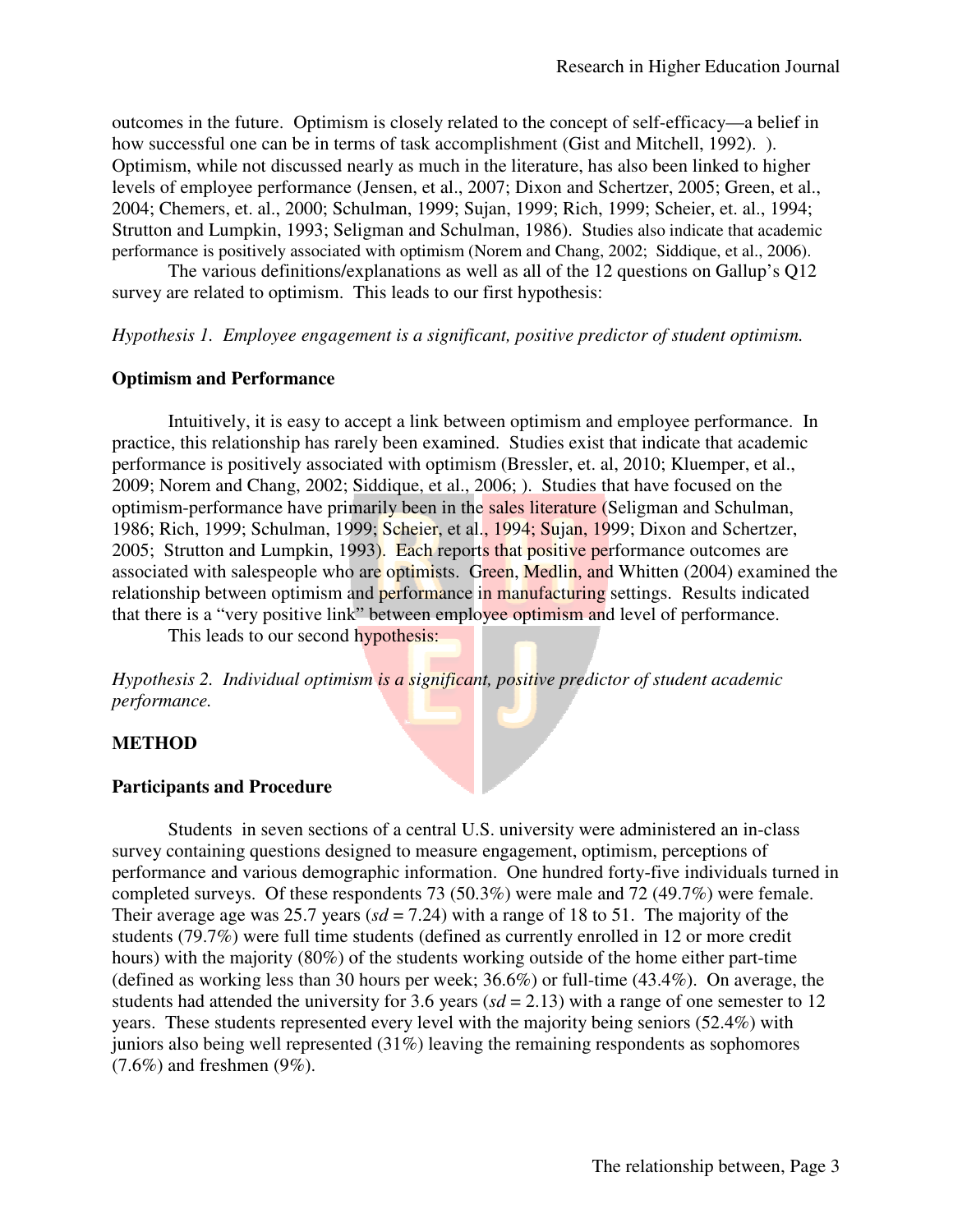outcomes in the future. Optimism is closely related to the concept of self-efficacy—a belief in how successful one can be in terms of task accomplishment (Gist and Mitchell, 1992). ). Optimism, while not discussed nearly as much in the literature, has also been linked to higher levels of employee performance (Jensen, et al., 2007; Dixon and Schertzer, 2005; Green, et al., 2004; Chemers, et. al., 2000; Schulman, 1999; Sujan, 1999; Rich, 1999; Scheier, et. al., 1994; Strutton and Lumpkin, 1993; Seligman and Schulman, 1986). Studies also indicate that academic performance is positively associated with optimism (Norem and Chang, 2002; Siddique, et al., 2006).

The various definitions/explanations as well as all of the 12 questions on Gallup's Q12 survey are related to optimism. This leads to our first hypothesis:

*Hypothesis 1. Employee engagement is a significant, positive predictor of student optimism.*

## Optimism and Performance

Intuitively, it is easy to accept a link between optimism and employee performance. In practice, this relationship has rarely been examined. Studies exist that indicate that academic performance is positively associated with optimism (Bressler, et. al, 2010; Kluemper, et al., 2009; Norem and Chang, 2002; Siddique, et al., 2006; ). Studies that have focused on the optimism-performance have primarily been in the sales literature (Seligman and Schulman, 1986; Rich, 1999; Schulman, 1999; Scheier, et al., 1994; Sujan, 1999; Dixon and Schertzer, 2005; Strutton and Lumpkin, 1993). Each reports that positive performance outcomes are associated with salespeople who are optimists. Green, Medlin, and Whitten (2004) examined the relationship between optimism and performance in manufacturing settings. Results indicated that there is a "very positive link" between employee optimism and level of performance.

This leads to our second hypothesis:

*Hypothesis 2. Individual optimism is a significant, positive predictor of student academic performance.*

## METHOD

### Participants and Procedure

Students in seven sections of a central U.S. university were administered an in-class survey containing questions designed to measure engagement, optimism, perceptions of performance and various demographic information. One hundred forty-five individuals turned in completed surveys. Of these respondents 73 (50.3%) were male and 72 (49.7%) were female. Their average age was 25.7 years (*sd* = 7.24) with a range of 18 to 51. The majority of the students (79.7%) were full time students (defined as currently enrolled in 12 or more credit hours) with the majority (80%) of the students working outside of the home either part-time (defined as working less than 30 hours per week; 36.6%) or full-time (43.4%). On average, the students had attended the university for 3.6 years (*sd* = 2.13) with a range of one semester to 12 years. These students represented every level with the majority being seniors (52.4%) with juniors also being well represented (31%) leaving the remaining respondents as sophomores (7.6%) and freshmen (9%).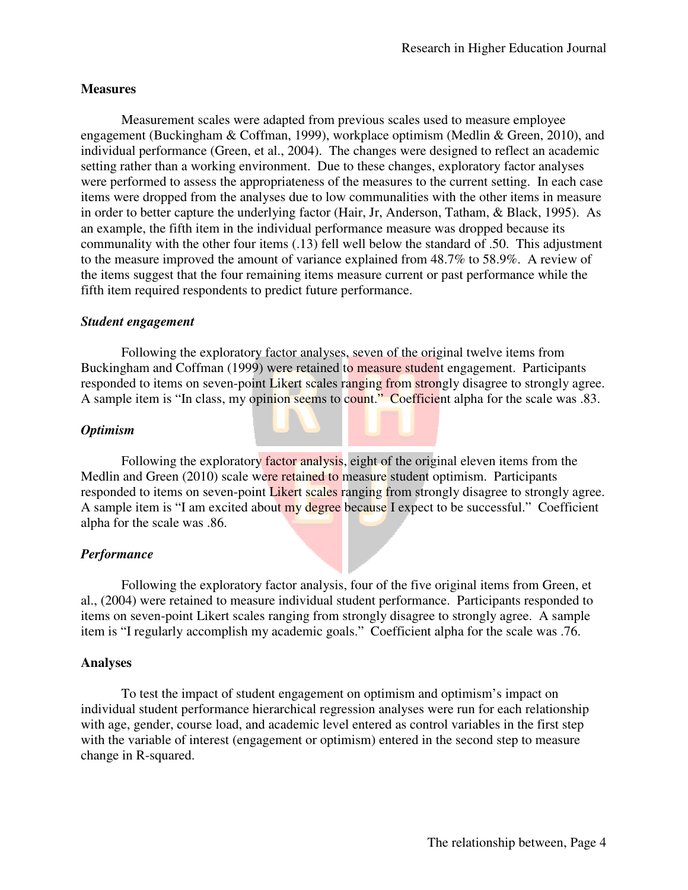## Measures

Measurement scales were adapted from previous scales used to measure employee engagement (Buckingham & Coffman, 1999), workplace optimism (Medlin & Green, 2010), and individual performance (Green, et al., 2004). The changes were designed to reflect an academic setting rather than a working environment. Due to these changes, exploratory factor analyses were performed to assess the appropriateness of the measures to the current setting. In each case items were dropped from the analyses due to low communalities with the other items in measure in order to better capture the underlying factor (Hair, Jr, Anderson, Tatham, & Black, 1995). As an example, the fifth item in the individual performance measure was dropped because its communality with the other four items (.13) fell well below the standard of .50. This adjustment to the measure improved the amount of variance explained from 48.7% to 58.9%. A review of the items suggest that the four remaining items measure current or past performance while the fifth item required respondents to predict future performance.

### *Student engagement*

Following the exploratory factor analyses, seven of the original twelve items from Buckingham and Coffman (1999) were retained to measure student engagement. Participants responded to items on seven-point Likert scales ranging from strongly disagree to strongly agree. A sample item is "In class, my opinion seems to count." Coefficient alpha for the scale was .83.

### *Optimism*

Following the exploratory factor analysis, eight of the original eleven items from the Medlin and Green (2010) scale were retained to measure student optimism. Participants responded to items on seven-point Likert scales ranging from strongly disagree to strongly agree. A sample item is "I am excited about my degree because I expect to be successful." Coefficient alpha for the scale was .86.

### *Performance*

Following the exploratory factor analysis, four of the five original items from Green, et al., (2004) were retained to measure individual student performance. Participants responded to items on seven-point Likert scales ranging from strongly disagree to strongly agree. A sample item is "I regularly accomplish my academic goals." Coefficient alpha for the scale was .76.

## Analyses

To test the impact of student engagement on optimism and optimism's impact on individual student performance hierarchical regression analyses were run for each relationship with age, gender, course load, and academic level entered as control variables in the first step with the variable of interest (engagement or optimism) entered in the second step to measure change in R-squared.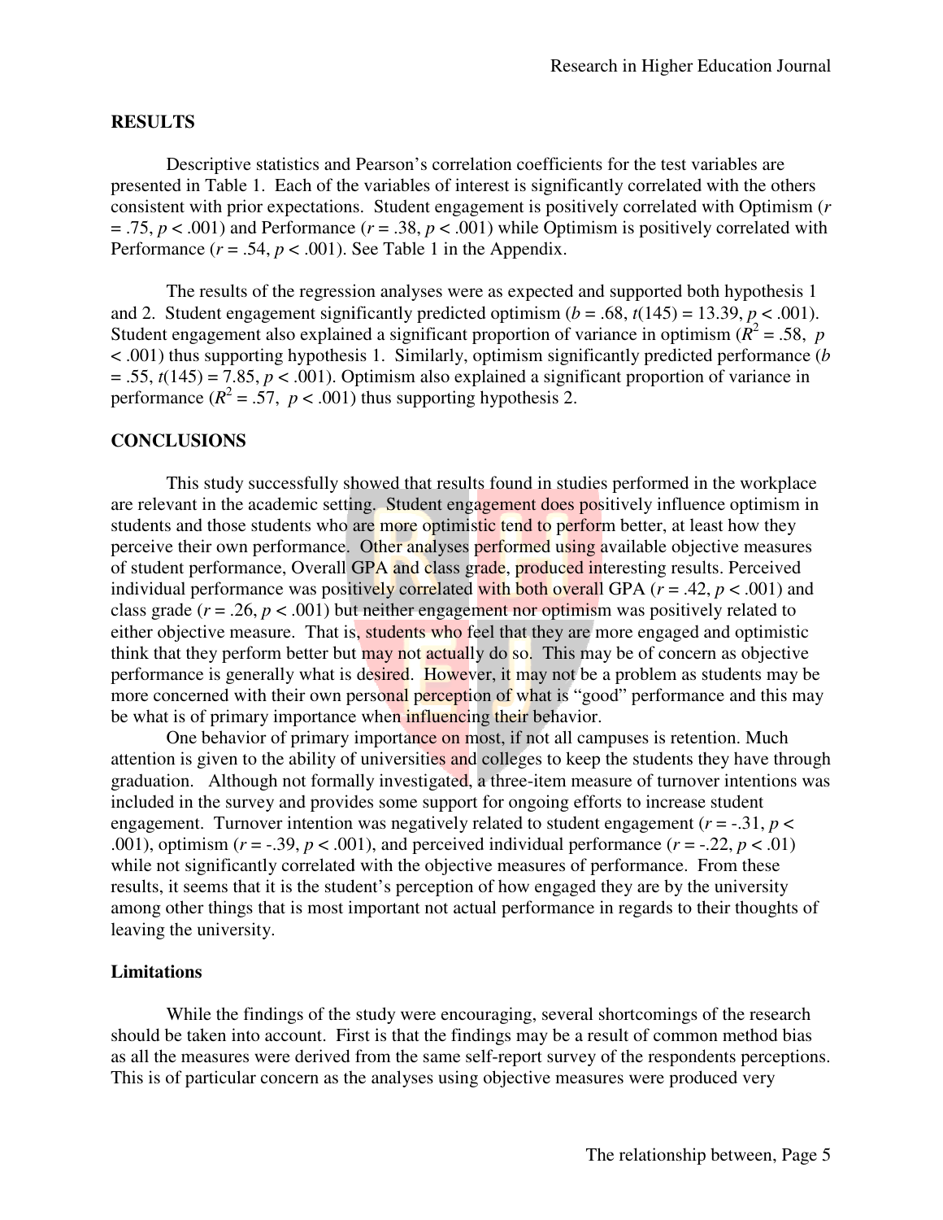## RESULTS

Descriptive statistics and Pearson's correlation coefficients for the test variables are presented in Table 1. Each of the variables of interest is significantly correlated with the others consistent with prior expectations. Student engagement is positively correlated with Optimism ($r = .75$, $p < .001$) and Performance ($r = .38$, $p < .001$) while Optimism is positively correlated with Performance ($r = .54$, $p < .001$). See Table 1 in the Appendix.

The results of the regression analyses were as expected and supported both hypothesis 1 and 2. Student engagement significantly predicted optimism ($b = .68$, $t(145) = 13.39$, $p < .001$). Student engagement also explained a significant proportion of variance in optimism ($R^2 = .58$, $p < .001$) thus supporting hypothesis 1. Similarly, optimism significantly predicted performance ($b = .55$, $t(145) = 7.85$, $p < .001$). Optimism also explained a significant proportion of variance in performance ($R^2 = .57$, $p < .001$) thus supporting hypothesis 2.

## CONCLUSIONS

This study successfully showed that results found in studies performed in the workplace are relevant in the academic setting. Student engagement does positively influence optimism in students and those students who are more optimistic tend to perform better, at least how they perceive their own performance. Other analyses performed using available objective measures of student performance, Overall GPA and class grade, produced interesting results. Perceived individual performance was positively correlated with both overall GPA ($r = .42$, $p < .001$) and class grade ($r = .26$, $p < .001$) but neither engagement nor optimism was positively related to either objective measure. That is, students who feel that they are more engaged and optimistic think that they perform better but may not actually do so. This may be of concern as objective performance is generally what is desired. However, it may not be a problem as students may be more concerned with their own personal perception of what is "good" performance and this may be what is of primary importance when influencing their behavior.

One behavior of primary importance on most, if not all campuses is retention. Much attention is given to the ability of universities and colleges to keep the students they have through graduation. Although not formally investigated, a three-item measure of turnover intentions was included in the survey and provides some support for ongoing efforts to increase student engagement. Turnover intention was negatively related to student engagement ($r = -.31$, $p < .001$), optimism ($r = -.39$, $p < .001$), and perceived individual performance ($r = -.22$, $p < .01$) while not significantly correlated with the objective measures of performance. From these results, it seems that it is the student's perception of how engaged they are by the university among other things that is most important not actual performance in regards to their thoughts of leaving the university.

### Limitations

While the findings of the study were encouraging, several shortcomings of the research should be taken into account. First is that the findings may be a result of common method bias as all the measures were derived from the same self-report survey of the respondents perceptions. This is of particular concern as the analyses using objective measures were produced very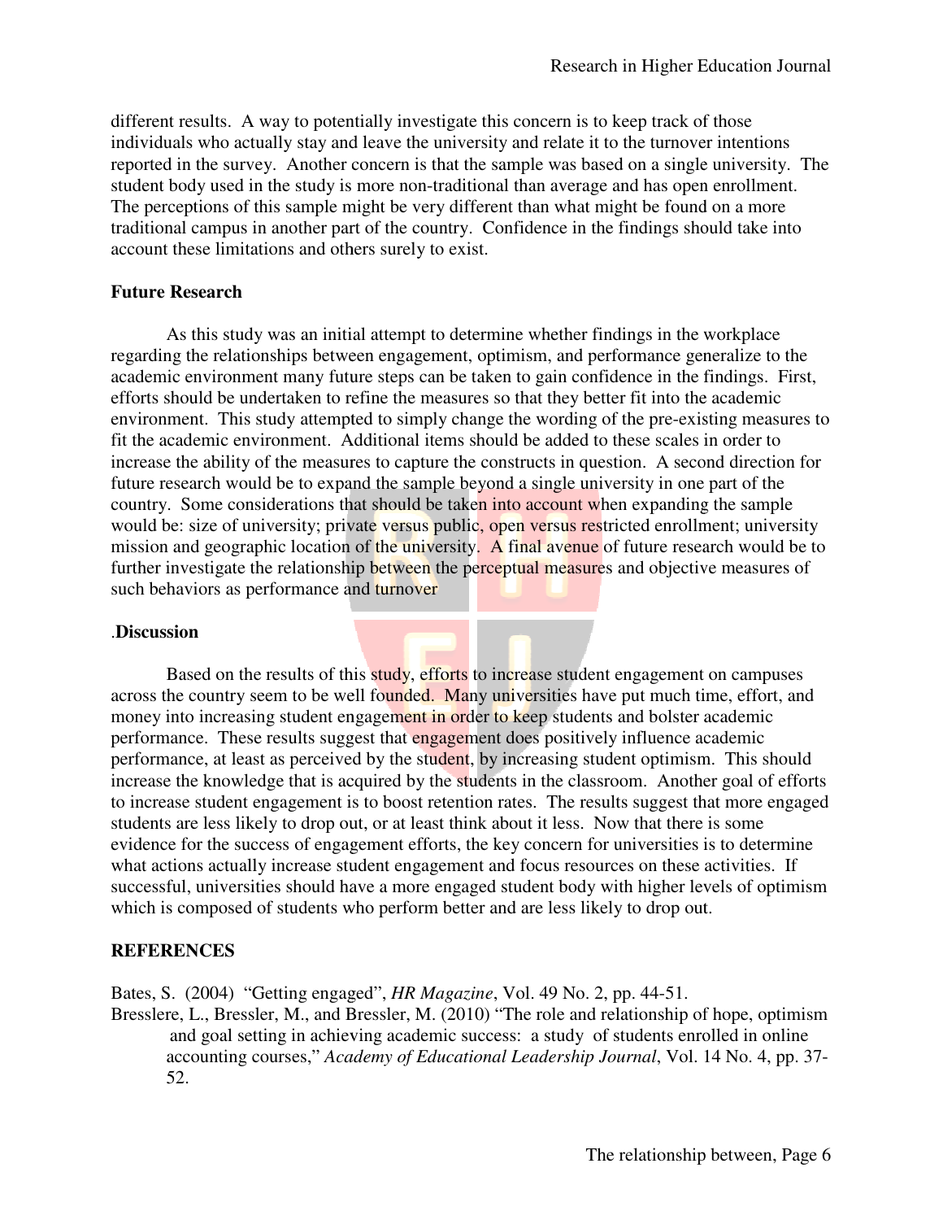different results. A way to potentially investigate this concern is to keep track of those individuals who actually stay and leave the university and relate it to the turnover intentions reported in the survey. Another concern is that the sample was based on a single university. The student body used in the study is more non-traditional than average and has open enrollment. The perceptions of this sample might be very different than what might be found on a more traditional campus in another part of the country. Confidence in the findings should take into account these limitations and others surely to exist.

## Future Research

As this study was an initial attempt to determine whether findings in the workplace regarding the relationships between engagement, optimism, and performance generalize to the academic environment many future steps can be taken to gain confidence in the findings. First, efforts should be undertaken to refine the measures so that they better fit into the academic environment. This study attempted to simply change the wording of the pre-existing measures to fit the academic environment. Additional items should be added to these scales in order to increase the ability of the measures to capture the constructs in question. A second direction for future research would be to expand the sample beyond a single university in one part of the country. Some considerations that should be taken into account when expanding the sample would be: size of university; private versus public, open versus restricted enrollment; university mission and geographic location of the university. A final avenue of future research would be to further investigate the relationship between the perceptual measures and objective measures of such behaviors as performance and turnover

## .Discussion

Based on the results of this study, efforts to increase student engagement on campuses across the country seem to be well founded. Many universities have put much time, effort, and money into increasing student engagement in order to keep students and bolster academic performance. These results suggest that engagement does positively influence academic performance, at least as perceived by the student, by increasing student optimism. This should increase the knowledge that is acquired by the students in the classroom. Another goal of efforts to increase student engagement is to boost retention rates. The results suggest that more engaged students are less likely to drop out, or at least think about it less. Now that there is some evidence for the success of engagement efforts, the key concern for universities is to determine what actions actually increase student engagement and focus resources on these activities. If successful, universities should have a more engaged student body with higher levels of optimism which is composed of students who perform better and are less likely to drop out.

## REFERENCES

Bates, S. (2004) "Getting engaged", *HR Magazine*, Vol. 49 No. 2, pp. 44-51.

Bresslere, L., Bressler, M., and Bressler, M. (2010) "The role and relationship of hope, optimism and goal setting in achieving academic success: a study of students enrolled in online accounting courses," *Academy of Educational Leadership Journal*, Vol. 14 No. 4, pp. 37-52.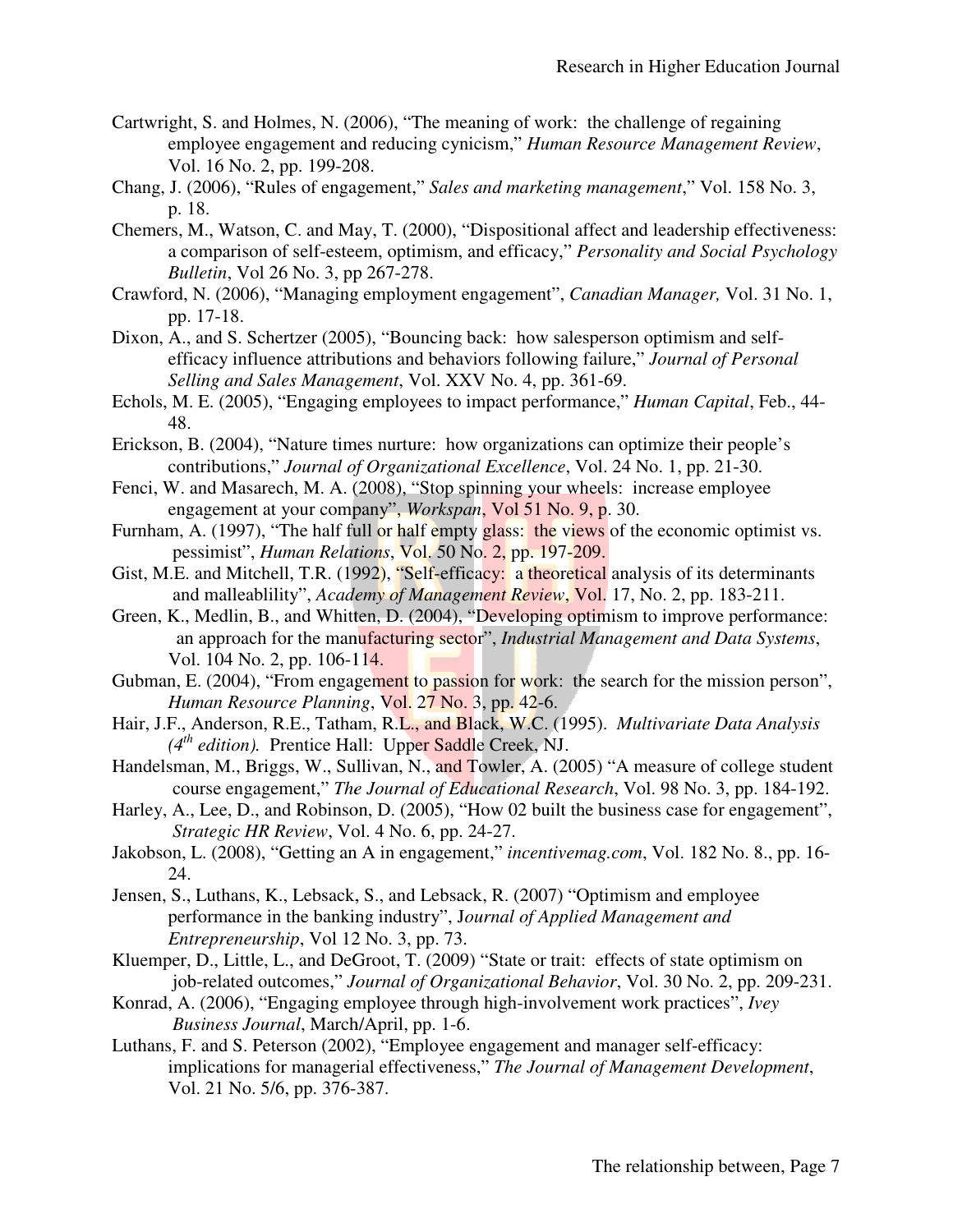Cartwright, S. and Holmes, N. (2006), "The meaning of work: the challenge of regaining employee engagement and reducing cynicism," *Human Resource Management Review*, Vol. 16 No. 2, pp. 199-208.

Chang, J. (2006), "Rules of engagement," *Sales and marketing management*," Vol. 158 No. 3, p. 18.

Chemers, M., Watson, C. and May, T. (2000), "Dispositional affect and leadership effectiveness: a comparison of self-esteem, optimism, and efficacy," *Personality and Social Psychology Bulletin*, Vol 26 No. 3, pp 267-278.

Crawford, N. (2006), "Managing employment engagement", *Canadian Manager,* Vol. 31 No. 1, pp. 17-18.

Dixon, A., and S. Schertzer (2005), "Bouncing back: how salesperson optimism and self-efficacy influence attributions and behaviors following failure," *Journal of Personal Selling and Sales Management*, Vol. XXV No. 4, pp. 361-69.

Echols, M. E. (2005), "Engaging employees to impact performance," *Human Capital*, Feb., 44-48.

Erickson, B. (2004), "Nature times nurture: how organizations can optimize their people's contributions," *Journal of Organizational Excellence*, Vol. 24 No. 1, pp. 21-30.

Fenci, W. and Masarech, M. A. (2008), "Stop spinning your wheels: increase employee engagement at your company", *Workspan*, Vol 51 No. 9, p. 30.

Furnham, A. (1997), "The half full or half empty glass: the views of the economic optimist vs. pessimist", *Human Relations*, Vol. 50 No. 2, pp. 197-209.

Gist, M.E. and Mitchell, T.R. (1992), "Self-efficacy: a theoretical analysis of its determinants and malleablility", *Academy of Management Review*, Vol. 17, No. 2, pp. 183-211.

Green, K., Medlin, B., and Whitten, D. (2004), "Developing optimism to improve performance: an approach for the manufacturing sector", *Industrial Management and Data Systems*, Vol. 104 No. 2, pp. 106-114.

Gubman, E. (2004), "From engagement to passion for work: the search for the mission person", *Human Resource Planning*, Vol. 27 No. 3, pp. 42-6.

Hair, J.F., Anderson, R.E., Tatham, R.L., and Black, W.C. (1995). *Multivariate Data Analysis (4th edition).* Prentice Hall: Upper Saddle Creek, NJ.

Handelsman, M., Briggs, W., Sullivan, N., and Towler, A. (2005) "A measure of college student course engagement," *The Journal of Educational Research*, Vol. 98 No. 3, pp. 184-192.

Harley, A., Lee, D., and Robinson, D. (2005), "How 02 built the business case for engagement", *Strategic HR Review*, Vol. 4 No. 6, pp. 24-27.

Jakobson, L. (2008), "Getting an A in engagement," *incentivemag.com*, Vol. 182 No. 8., pp. 16-24.

Jensen, S., Luthans, K., Lebsack, S., and Lebsack, R. (2007) "Optimism and employee performance in the banking industry", J*ournal of Applied Management and Entrepreneurship*, Vol 12 No. 3, pp. 73.

Kluemper, D., Little, L., and DeGroot, T. (2009) "State or trait: effects of state optimism on job-related outcomes," *Journal of Organizational Behavior*, Vol. 30 No. 2, pp. 209-231.

Konrad, A. (2006), "Engaging employee through high-involvement work practices", *Ivey Business Journal*, March/April, pp. 1-6.

Luthans, F. and S. Peterson (2002), "Employee engagement and manager self-efficacy: implications for managerial effectiveness," *The Journal of Management Development*, Vol. 21 No. 5/6, pp. 376-387.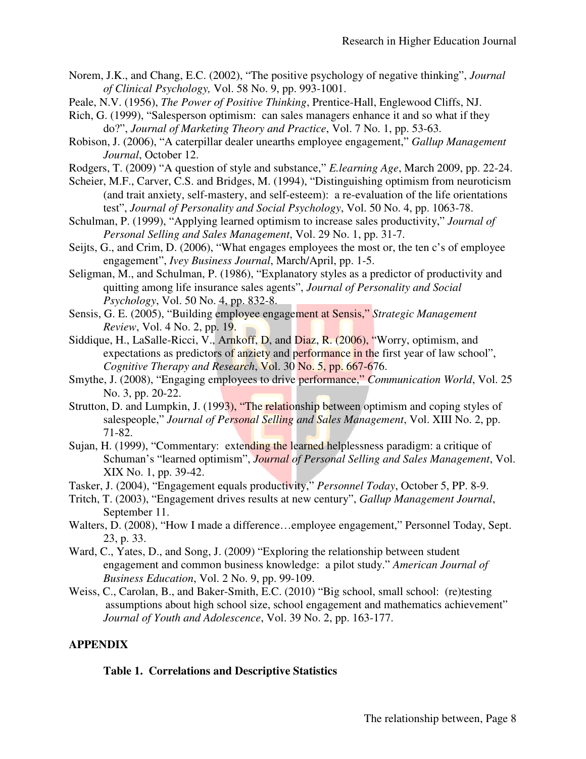Norem, J.K., and Chang, E.C. (2002), "The positive psychology of negative thinking", *Journal of Clinical Psychology,* Vol. 58 No. 9, pp. 993-1001.

Peale, N.V. (1956), *The Power of Positive Thinking*, Prentice-Hall, Englewood Cliffs, NJ.

Rich, G. (1999), "Salesperson optimism: can sales managers enhance it and so what if they do?", *Journal of Marketing Theory and Practice*, Vol. 7 No. 1, pp. 53-63.

Robison, J. (2006), "A caterpillar dealer unearths employee engagement," *Gallup Management Journal*, October 12.

Rodgers, T. (2009) "A question of style and substance," *E.learning Age*, March 2009, pp. 22-24.

Scheier, M.F., Carver, C.S. and Bridges, M. (1994), "Distinguishing optimism from neuroticism (and trait anxiety, self-mastery, and self-esteem): a re-evaluation of the life orientations test", *Journal of Personality and Social Psychology*, Vol. 50 No. 4, pp. 1063-78.

Schulman, P. (1999), "Applying learned optimism to increase sales productivity," *Journal of Personal Selling and Sales Management*, Vol. 29 No. 1, pp. 31-7.

Seijts, G., and Crim, D. (2006), "What engages employees the most or, the ten c's of employee engagement", *Ivey Business Journal*, March/April, pp. 1-5.

Seligman, M., and Schulman, P. (1986), "Explanatory styles as a predictor of productivity and quitting among life insurance sales agents", *Journal of Personality and Social Psychology*, Vol. 50 No. 4, pp. 832-8.

Sensis, G. E. (2005), "Building employee engagement at Sensis," *Strategic Management Review*, Vol. 4 No. 2, pp. 19.

Siddique, H., LaSalle-Ricci, V., Arnkoff, D, and Diaz, R. (2006), "Worry, optimism, and expectations as predictors of anxiety and performance in the first year of law school", *Cognitive Therapy and Research*, Vol. 30 No. 5, pp. 667-676.

Smythe, J. (2008), "Engaging employees to drive performance," *Communication World*, Vol. 25 No. 3, pp. 20-22.

Strutton, D. and Lumpkin, J. (1993), "The relationship between optimism and coping styles of salespeople," *Journal of Personal Selling and Sales Management*, Vol. XIII No. 2, pp. 71-82.

Sujan, H. (1999), "Commentary: extending the learned helplessness paradigm: a critique of Schuman's "learned optimism", *Journal of Personal Selling and Sales Management*, Vol. XIX No. 1, pp. 39-42.

Tasker, J. (2004), "Engagement equals productivity," *Personnel Today*, October 5, PP. 8-9.

Tritch, T. (2003), "Engagement drives results at new century", *Gallup Management Journal*, September 11.

Walters, D. (2008), "How I made a difference…employee engagement," Personnel Today, Sept. 23, p. 33.

Ward, C., Yates, D., and Song, J. (2009) "Exploring the relationship between student engagement and common business knowledge: a pilot study." *American Journal of Business Education*, Vol. 2 No. 9, pp. 99-109.

Weiss, C., Carolan, B., and Baker-Smith, E.C. (2010) "Big school, small school: (re)testing assumptions about high school size, school engagement and mathematics achievement" *Journal of Youth and Adolescence*, Vol. 39 No. 2, pp. 163-177.

## APPENDIX

**Table 1. Correlations and Descriptive Statistics**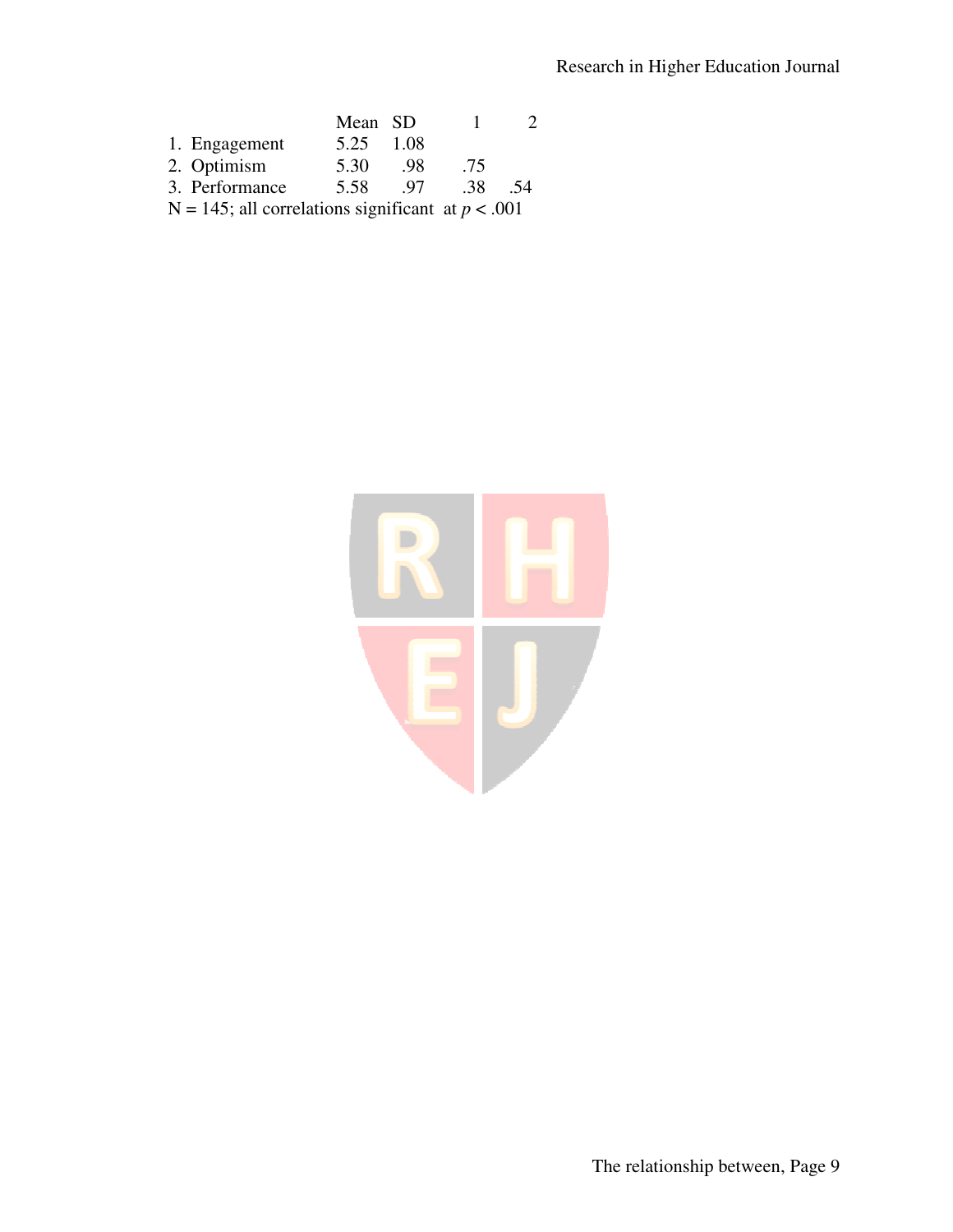| | Mean | SD | 1 | 2 |
|---|---|---|---|---|
| 1. Engagement | 5.25 | 1.08 | | |
| 2. Optimism | 5.30 | .98 | .75 | |
| 3. Performance | 5.58 | .97 | .38 | .54 |

N = 145; all correlations significant at $p < .001$